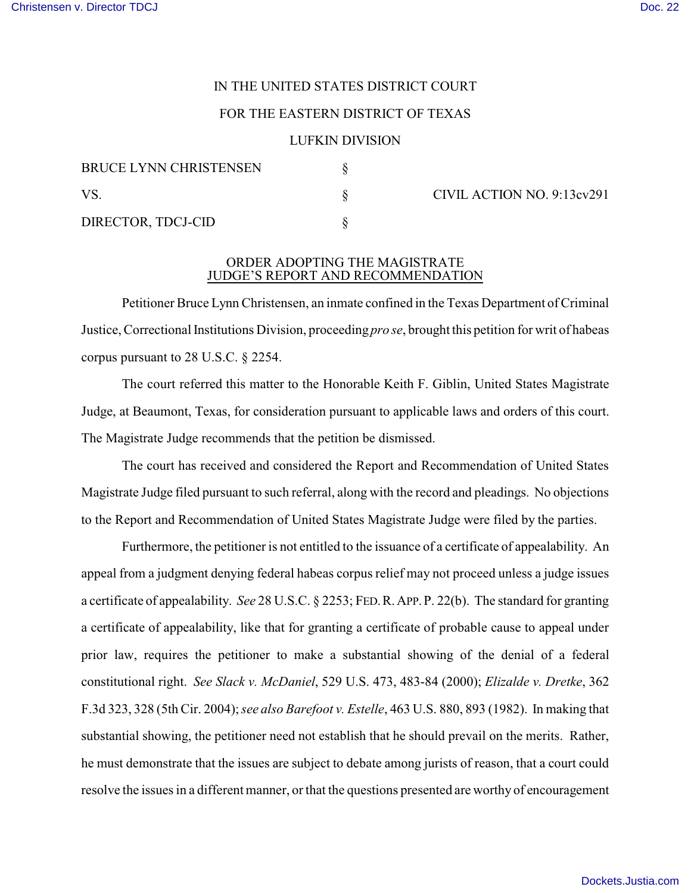IN THE UNITED STATES DISTRICT COURT

FOR THE EASTERN DISTRICT OF TEXAS

LUFKIN DIVISION

| | | |
|---|---|---|
| BRUCE LYNN CHRISTENSEN | § | |
| VS. | § | CIVIL ACTION NO. 9:13cv291 |
| DIRECTOR, TDCJ-CID | § | |

## ORDER ADOPTING THE MAGISTRATE JUDGE'S REPORT AND RECOMMENDATION

Petitioner Bruce Lynn Christensen, an inmate confined in the Texas Department of Criminal Justice, Correctional Institutions Division, proceeding *pro se*, brought this petition for writ of habeas corpus pursuant to 28 U.S.C. § 2254.

The court referred this matter to the Honorable Keith F. Giblin, United States Magistrate Judge, at Beaumont, Texas, for consideration pursuant to applicable laws and orders of this court. The Magistrate Judge recommends that the petition be dismissed.

The court has received and considered the Report and Recommendation of United States Magistrate Judge filed pursuant to such referral, along with the record and pleadings. No objections to the Report and Recommendation of United States Magistrate Judge were filed by the parties.

Furthermore, the petitioner is not entitled to the issuance of a certificate of appealability. An appeal from a judgment denying federal habeas corpus relief may not proceed unless a judge issues a certificate of appealability. *See* 28 U.S.C. § 2253; FED. R. APP. P. 22(b). The standard for granting a certificate of appealability, like that for granting a certificate of probable cause to appeal under prior law, requires the petitioner to make a substantial showing of the denial of a federal constitutional right. *See Slack v. McDaniel*, 529 U.S. 473, 483-84 (2000); *Elizalde v. Dretke*, 362 F.3d 323, 328 (5th Cir. 2004); *see also Barefoot v. Estelle*, 463 U.S. 880, 893 (1982). In making that substantial showing, the petitioner need not establish that he should prevail on the merits. Rather, he must demonstrate that the issues are subject to debate among jurists of reason, that a court could resolve the issues in a different manner, or that the questions presented are worthy of encouragement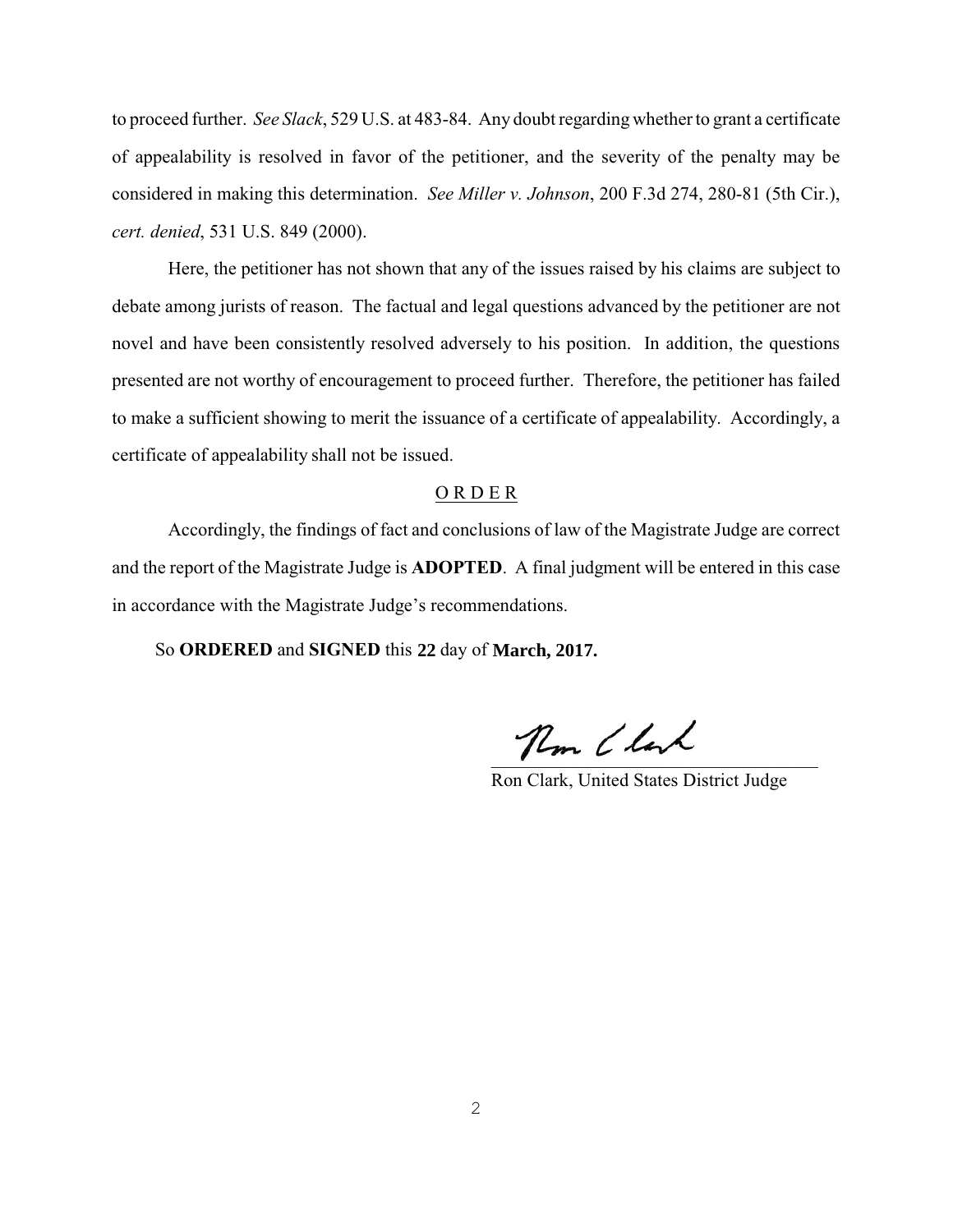to proceed further. *See Slack*, 529 U.S. at 483-84. Any doubt regarding whether to grant a certificate of appealability is resolved in favor of the petitioner, and the severity of the penalty may be considered in making this determination. *See Miller v. Johnson*, 200 F.3d 274, 280-81 (5th Cir.), *cert. denied*, 531 U.S. 849 (2000).

Here, the petitioner has not shown that any of the issues raised by his claims are subject to debate among jurists of reason. The factual and legal questions advanced by the petitioner are not novel and have been consistently resolved adversely to his position. In addition, the questions presented are not worthy of encouragement to proceed further. Therefore, the petitioner has failed to make a sufficient showing to merit the issuance of a certificate of appealability. Accordingly, a certificate of appealability shall not be issued.

## O R D E R

Accordingly, the findings of fact and conclusions of law of the Magistrate Judge are correct and the report of the Magistrate Judge is **ADOPTED**. A final judgment will be entered in this case in accordance with the Magistrate Judge's recommendations.

So **ORDERED** and **SIGNED** this **22** day of **March, 2017.**

Ron Clark, United States District Judge